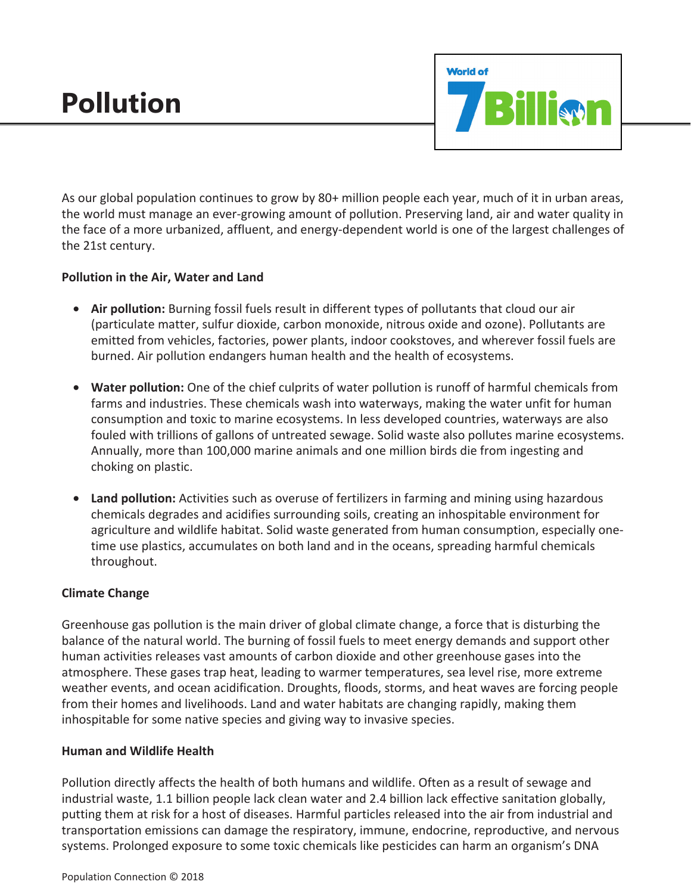# Pollution

As our global population continues to grow by 80+ million people each year, much of it in urban areas, the world must manage an ever-growing amount of pollution. Preserving land, air and water quality in the face of a more urbanized, affluent, and energy-dependent world is one of the largest challenges of the 21st century.

**Pollution in the Air, Water and Land**

- **Air pollution:** Burning fossil fuels result in different types of pollutants that cloud our air (particulate matter, sulfur dioxide, carbon monoxide, nitrous oxide and ozone). Pollutants are emitted from vehicles, factories, power plants, indoor cookstoves, and wherever fossil fuels are burned. Air pollution endangers human health and the health of ecosystems.

- **Water pollution:** One of the chief culprits of water pollution is runoff of harmful chemicals from farms and industries. These chemicals wash into waterways, making the water unfit for human consumption and toxic to marine ecosystems. In less developed countries, waterways are also fouled with trillions of gallons of untreated sewage. Solid waste also pollutes marine ecosystems. Annually, more than 100,000 marine animals and one million birds die from ingesting and choking on plastic.

- **Land pollution:** Activities such as overuse of fertilizers in farming and mining using hazardous chemicals degrades and acidifies surrounding soils, creating an inhospitable environment for agriculture and wildlife habitat. Solid waste generated from human consumption, especially one-time use plastics, accumulates on both land and in the oceans, spreading harmful chemicals throughout.

**Climate Change**

Greenhouse gas pollution is the main driver of global climate change, a force that is disturbing the balance of the natural world. The burning of fossil fuels to meet energy demands and support other human activities releases vast amounts of carbon dioxide and other greenhouse gases into the atmosphere. These gases trap heat, leading to warmer temperatures, sea level rise, more extreme weather events, and ocean acidification. Droughts, floods, storms, and heat waves are forcing people from their homes and livelihoods. Land and water habitats are changing rapidly, making them inhospitable for some native species and giving way to invasive species.

**Human and Wildlife Health**

Pollution directly affects the health of both humans and wildlife. Often as a result of sewage and industrial waste, 1.1 billion people lack clean water and 2.4 billion lack effective sanitation globally, putting them at risk for a host of diseases. Harmful particles released into the air from industrial and transportation emissions can damage the respiratory, immune, endocrine, reproductive, and nervous systems. Prolonged exposure to some toxic chemicals like pesticides can harm an organism's DNA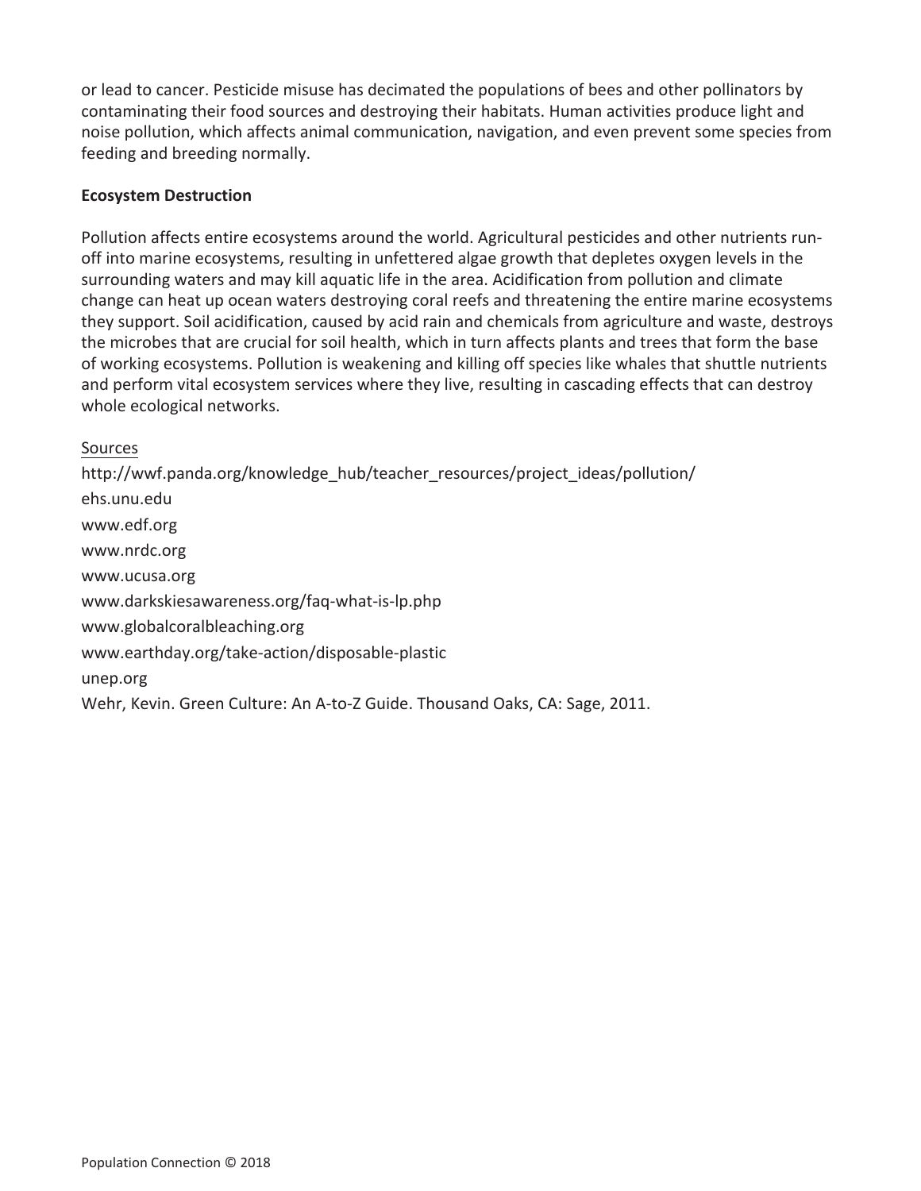or lead to cancer. Pesticide misuse has decimated the populations of bees and other pollinators by contaminating their food sources and destroying their habitats. Human activities produce light and noise pollution, which affects animal communication, navigation, and even prevent some species from feeding and breeding normally.

**Ecosystem Destruction**

Pollution affects entire ecosystems around the world. Agricultural pesticides and other nutrients run-off into marine ecosystems, resulting in unfettered algae growth that depletes oxygen levels in the surrounding waters and may kill aquatic life in the area. Acidification from pollution and climate change can heat up ocean waters destroying coral reefs and threatening the entire marine ecosystems they support. Soil acidification, caused by acid rain and chemicals from agriculture and waste, destroys the microbes that are crucial for soil health, which in turn affects plants and trees that form the base of working ecosystems. Pollution is weakening and killing off species like whales that shuttle nutrients and perform vital ecosystem services where they live, resulting in cascading effects that can destroy whole ecological networks.

Sources

http://wwf.panda.org/knowledge_hub/teacher_resources/project_ideas/pollution/

ehs.unu.edu

www.edf.org

www.nrdc.org

www.ucusa.org

www.darkskiesawareness.org/faq-what-is-lp.php

www.globalcoralbleaching.org

www.earthday.org/take-action/disposable-plastic

unep.org

Wehr, Kevin. Green Culture: An A-to-Z Guide. Thousand Oaks, CA: Sage, 2011.

Population Connection © 2018